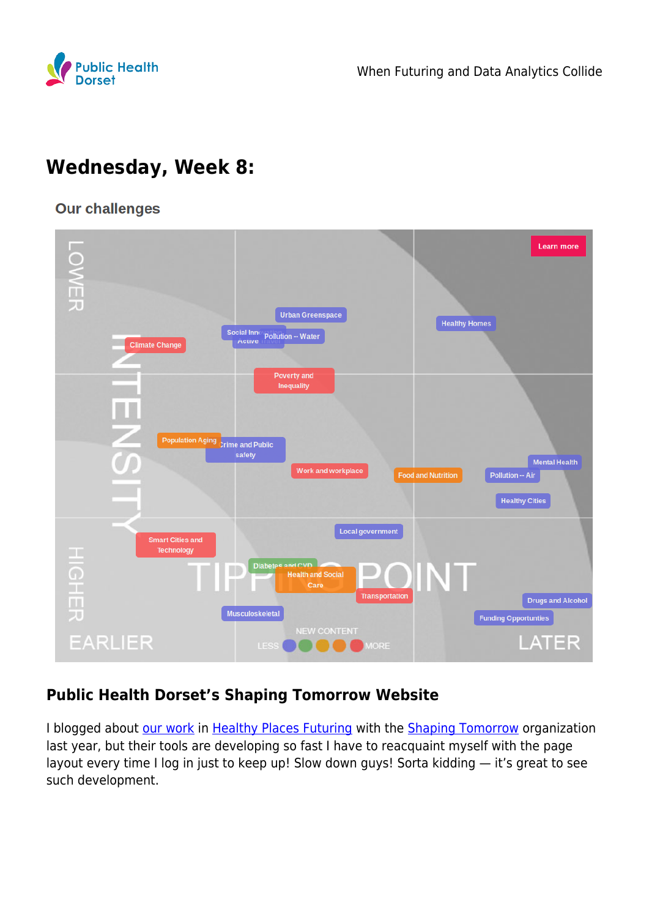## Wednesday, Week 8:

### Public Health Dorset's Shaping Tomorrow Website

I blogged about our work in Healthy Places Futuring with the Shaping Tomorrow organization last year, but their tools are developing so fast I have to reacquaint myself with the page layout every time I log in just to keep up! Slow down guys! Sorta kidding — it's great to see such development.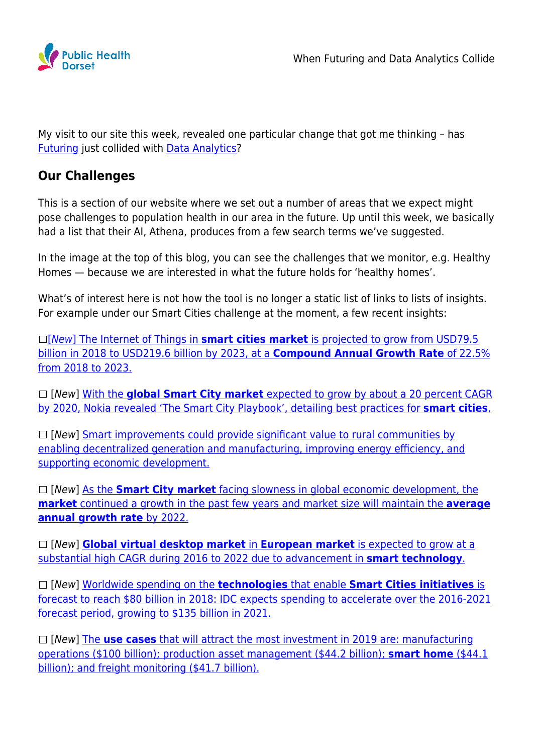My visit to our site this week, revealed one particular change that got me thinking – has Futuring just collided with Data Analytics?

## Our Challenges

This is a section of our website where we set out a number of areas that we expect might pose challenges to population health in our area in the future. Up until this week, we basically had a list that their AI, Athena, produces from a few search terms we've suggested.

In the image at the top of this blog, you can see the challenges that we monitor, e.g. Healthy Homes — because we are interested in what the future holds for 'healthy homes'.

What's of interest here is not how the tool is no longer a static list of links to lists of insights. For example under our Smart Cities challenge at the moment, a few recent insights:

☐[*New*] The Internet of Things in **smart cities market** is projected to grow from USD79.5 billion in 2018 to USD219.6 billion by 2023, at a **Compound Annual Growth Rate** of 22.5% from 2018 to 2023.

☐ [*New*] With the **global Smart City market** expected to grow by about a 20 percent CAGR by 2020, Nokia revealed 'The Smart City Playbook', detailing best practices for **smart cities**.

☐ [*New*] Smart improvements could provide significant value to rural communities by enabling decentralized generation and manufacturing, improving energy efficiency, and supporting economic development.

☐ [*New*] As the **Smart City market** facing slowness in global economic development, the **market** continued a growth in the past few years and market size will maintain the **average annual growth rate** by 2022.

☐ [*New*] **Global virtual desktop market** in **European market** is expected to grow at a substantial high CAGR during 2016 to 2022 due to advancement in **smart technology**.

☐ [*New*] Worldwide spending on the **technologies** that enable **Smart Cities initiatives** is forecast to reach $80 billion in 2018: IDC expects spending to accelerate over the 2016-2021 forecast period, growing to $135 billion in 2021.

☐ [*New*] The **use cases** that will attract the most investment in 2019 are: manufacturing operations ($100 billion); production asset management ($44.2 billion); **smart home** ($44.1 billion); and freight monitoring ($41.7 billion).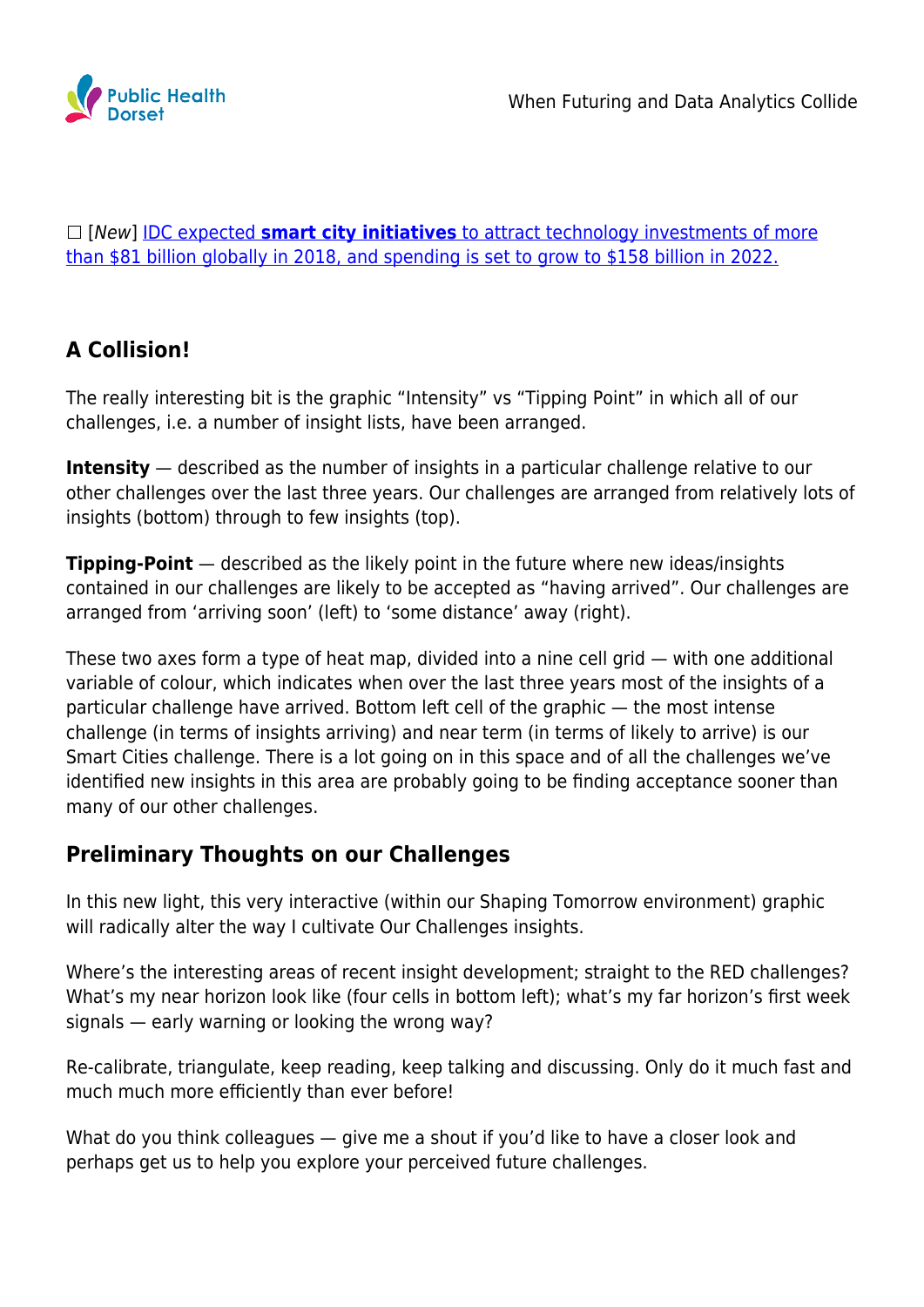☐ [*New*] IDC expected **smart city initiatives** to attract technology investments of more than $81 billion globally in 2018, and spending is set to grow to $158 billion in 2022.

## A Collision!

The really interesting bit is the graphic “Intensity” vs “Tipping Point” in which all of our challenges, i.e. a number of insight lists, have been arranged.

**Intensity** — described as the number of insights in a particular challenge relative to our other challenges over the last three years. Our challenges are arranged from relatively lots of insights (bottom) through to few insights (top).

**Tipping-Point** — described as the likely point in the future where new ideas/insights contained in our challenges are likely to be accepted as “having arrived”. Our challenges are arranged from ‘arriving soon’ (left) to ‘some distance’ away (right).

These two axes form a type of heat map, divided into a nine cell grid — with one additional variable of colour, which indicates when over the last three years most of the insights of a particular challenge have arrived. Bottom left cell of the graphic — the most intense challenge (in terms of insights arriving) and near term (in terms of likely to arrive) is our Smart Cities challenge. There is a lot going on in this space and of all the challenges we’ve identified new insights in this area are probably going to be finding acceptance sooner than many of our other challenges.

## Preliminary Thoughts on our Challenges

In this new light, this very interactive (within our Shaping Tomorrow environment) graphic will radically alter the way I cultivate Our Challenges insights.

Where’s the interesting areas of recent insight development; straight to the RED challenges? What’s my near horizon look like (four cells in bottom left); what’s my far horizon’s first week signals — early warning or looking the wrong way?

Re-calibrate, triangulate, keep reading, keep talking and discussing. Only do it much fast and much much more efficiently than ever before!

What do you think colleagues — give me a shout if you’d like to have a closer look and perhaps get us to help you explore your perceived future challenges.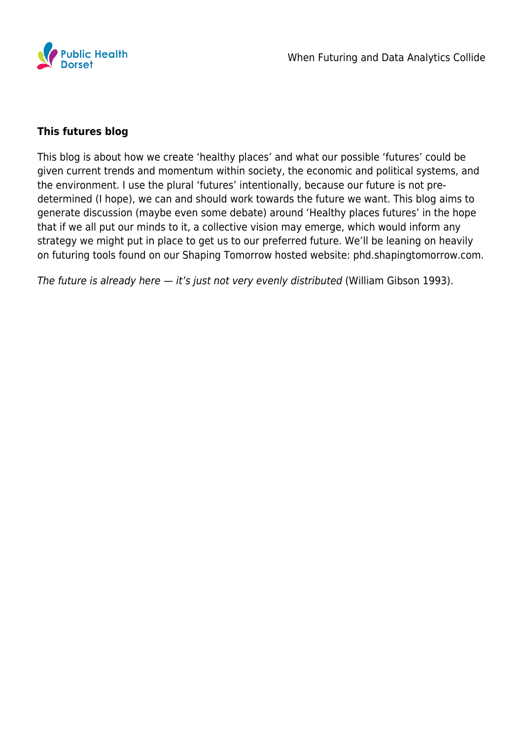**This futures blog**

This blog is about how we create 'healthy places' and what our possible 'futures' could be given current trends and momentum within society, the economic and political systems, and the environment. I use the plural 'futures' intentionally, because our future is not pre-determined (I hope), we can and should work towards the future we want. This blog aims to generate discussion (maybe even some debate) around 'Healthy places futures' in the hope that if we all put our minds to it, a collective vision may emerge, which would inform any strategy we might put in place to get us to our preferred future. We'll be leaning on heavily on futuring tools found on our Shaping Tomorrow hosted website: phd.shapingtomorrow.com.

*The future is already here — it's just not very evenly distributed* (William Gibson 1993).